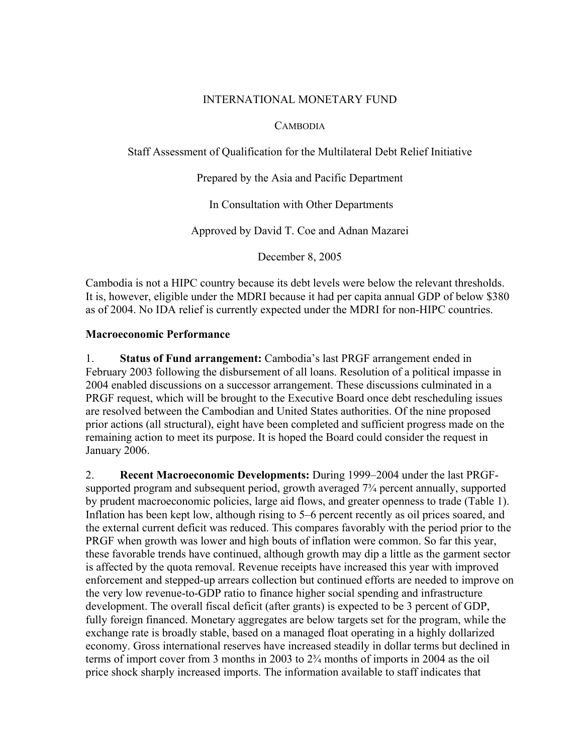INTERNATIONAL MONETARY FUND

CAMBODIA

Staff Assessment of Qualification for the Multilateral Debt Relief Initiative

Prepared by the Asia and Pacific Department

In Consultation with Other Departments

Approved by David T. Coe and Adnan Mazarei

December 8, 2005

Cambodia is not a HIPC country because its debt levels were below the relevant thresholds. It is, however, eligible under the MDRI because it had per capita annual GDP of below $380 as of 2004. No IDA relief is currently expected under the MDRI for non-HIPC countries.

**Macroeconomic Performance**

1. **Status of Fund arrangement:** Cambodia's last PRGF arrangement ended in February 2003 following the disbursement of all loans. Resolution of a political impasse in 2004 enabled discussions on a successor arrangement. These discussions culminated in a PRGF request, which will be brought to the Executive Board once debt rescheduling issues are resolved between the Cambodian and United States authorities. Of the nine proposed prior actions (all structural), eight have been completed and sufficient progress made on the remaining action to meet its purpose. It is hoped the Board could consider the request in January 2006.

2. **Recent Macroeconomic Developments:** During 1999–2004 under the last PRGF-supported program and subsequent period, growth averaged 7¾ percent annually, supported by prudent macroeconomic policies, large aid flows, and greater openness to trade (Table 1). Inflation has been kept low, although rising to 5–6 percent recently as oil prices soared, and the external current deficit was reduced. This compares favorably with the period prior to the PRGF when growth was lower and high bouts of inflation were common. So far this year, these favorable trends have continued, although growth may dip a little as the garment sector is affected by the quota removal. Revenue receipts have increased this year with improved enforcement and stepped-up arrears collection but continued efforts are needed to improve on the very low revenue-to-GDP ratio to finance higher social spending and infrastructure development. The overall fiscal deficit (after grants) is expected to be 3 percent of GDP, fully foreign financed. Monetary aggregates are below targets set for the program, while the exchange rate is broadly stable, based on a managed float operating in a highly dollarized economy. Gross international reserves have increased steadily in dollar terms but declined in terms of import cover from 3 months in 2003 to 2¾ months of imports in 2004 as the oil price shock sharply increased imports. The information available to staff indicates that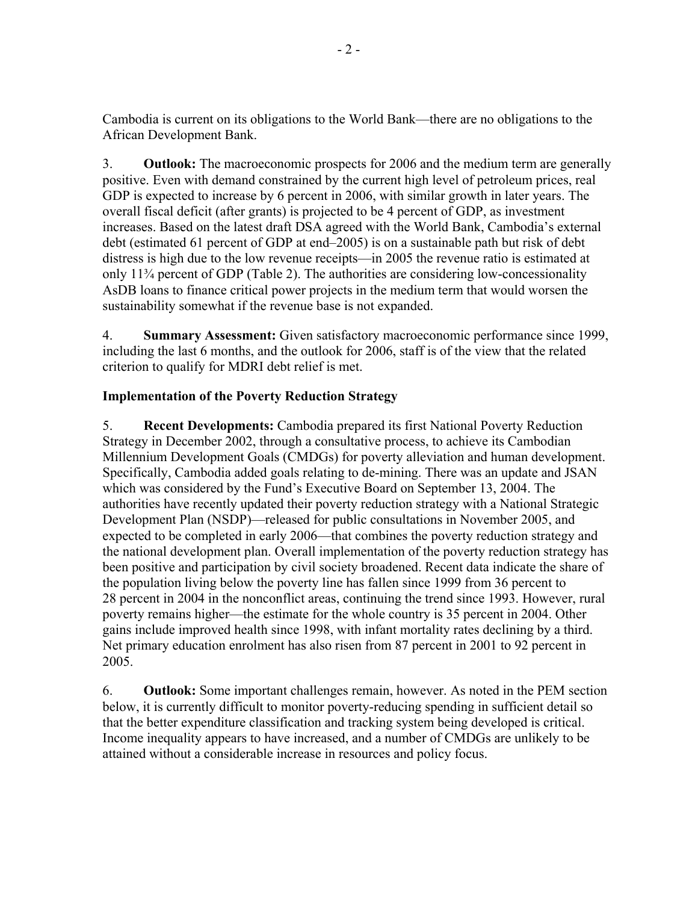Cambodia is current on its obligations to the World Bank—there are no obligations to the African Development Bank.

3. **Outlook:** The macroeconomic prospects for 2006 and the medium term are generally positive. Even with demand constrained by the current high level of petroleum prices, real GDP is expected to increase by 6 percent in 2006, with similar growth in later years. The overall fiscal deficit (after grants) is projected to be 4 percent of GDP, as investment increases. Based on the latest draft DSA agreed with the World Bank, Cambodia's external debt (estimated 61 percent of GDP at end–2005) is on a sustainable path but risk of debt distress is high due to the low revenue receipts—in 2005 the revenue ratio is estimated at only 11¾ percent of GDP (Table 2). The authorities are considering low-concessionality AsDB loans to finance critical power projects in the medium term that would worsen the sustainability somewhat if the revenue base is not expanded.

4. **Summary Assessment:** Given satisfactory macroeconomic performance since 1999, including the last 6 months, and the outlook for 2006, staff is of the view that the related criterion to qualify for MDRI debt relief is met.

## Implementation of the Poverty Reduction Strategy

5. **Recent Developments:** Cambodia prepared its first National Poverty Reduction Strategy in December 2002, through a consultative process, to achieve its Cambodian Millennium Development Goals (CMDGs) for poverty alleviation and human development. Specifically, Cambodia added goals relating to de-mining. There was an update and JSAN which was considered by the Fund's Executive Board on September 13, 2004. The authorities have recently updated their poverty reduction strategy with a National Strategic Development Plan (NSDP)—released for public consultations in November 2005, and expected to be completed in early 2006—that combines the poverty reduction strategy and the national development plan. Overall implementation of the poverty reduction strategy has been positive and participation by civil society broadened. Recent data indicate the share of the population living below the poverty line has fallen since 1999 from 36 percent to 28 percent in 2004 in the nonconflict areas, continuing the trend since 1993. However, rural poverty remains higher—the estimate for the whole country is 35 percent in 2004. Other gains include improved health since 1998, with infant mortality rates declining by a third. Net primary education enrolment has also risen from 87 percent in 2001 to 92 percent in 2005.

6. **Outlook:** Some important challenges remain, however. As noted in the PEM section below, it is currently difficult to monitor poverty-reducing spending in sufficient detail so that the better expenditure classification and tracking system being developed is critical. Income inequality appears to have increased, and a number of CMDGs are unlikely to be attained without a considerable increase in resources and policy focus.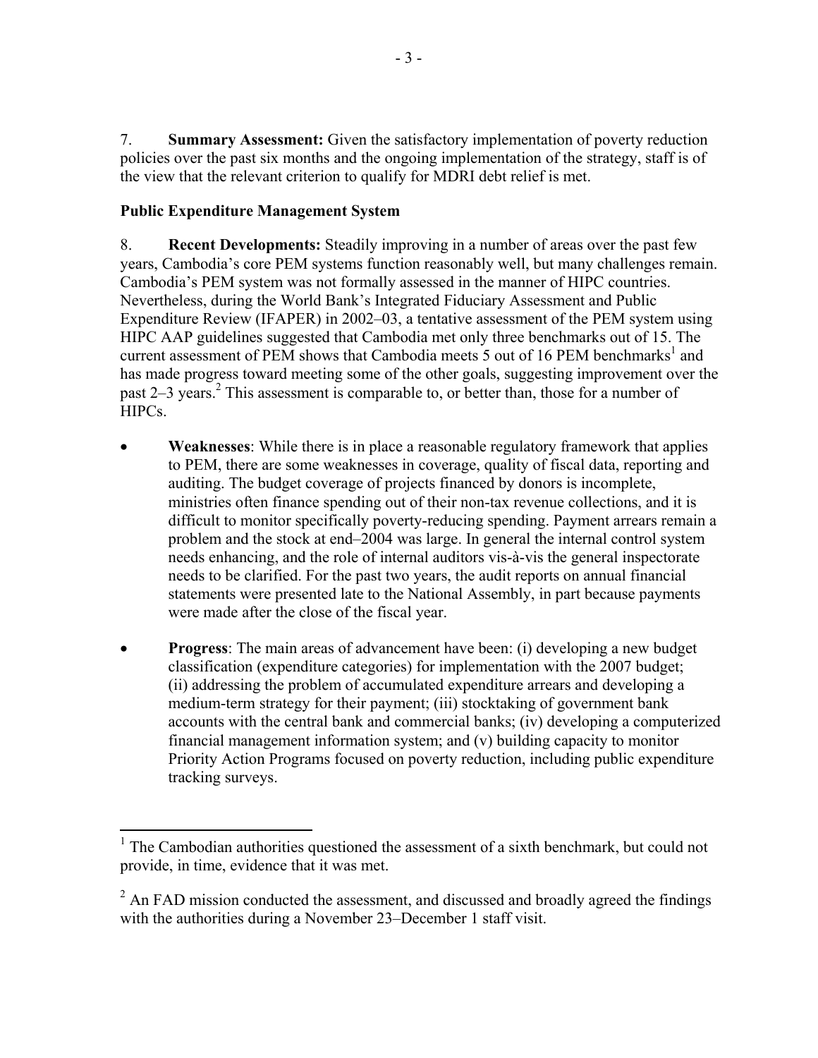7. **Summary Assessment:** Given the satisfactory implementation of poverty reduction policies over the past six months and the ongoing implementation of the strategy, staff is of the view that the relevant criterion to qualify for MDRI debt relief is met.

**Public Expenditure Management System**

8. **Recent Developments:** Steadily improving in a number of areas over the past few years, Cambodia's core PEM systems function reasonably well, but many challenges remain. Cambodia's PEM system was not formally assessed in the manner of HIPC countries. Nevertheless, during the World Bank's Integrated Fiduciary Assessment and Public Expenditure Review (IFAPER) in 2002–03, a tentative assessment of the PEM system using HIPC AAP guidelines suggested that Cambodia met only three benchmarks out of 15. The current assessment of PEM shows that Cambodia meets 5 out of 16 PEM benchmarks[1] and has made progress toward meeting some of the other goals, suggesting improvement over the past 2–3 years.[2] This assessment is comparable to, or better than, those for a number of HIPCs.

- **Weaknesses**: While there is in place a reasonable regulatory framework that applies to PEM, there are some weaknesses in coverage, quality of fiscal data, reporting and auditing. The budget coverage of projects financed by donors is incomplete, ministries often finance spending out of their non-tax revenue collections, and it is difficult to monitor specifically poverty-reducing spending. Payment arrears remain a problem and the stock at end–2004 was large. In general the internal control system needs enhancing, and the role of internal auditors vis-à-vis the general inspectorate needs to be clarified. For the past two years, the audit reports on annual financial statements were presented late to the National Assembly, in part because payments were made after the close of the fiscal year.

- **Progress**: The main areas of advancement have been: (i) developing a new budget classification (expenditure categories) for implementation with the 2007 budget; (ii) addressing the problem of accumulated expenditure arrears and developing a medium-term strategy for their payment; (iii) stocktaking of government bank accounts with the central bank and commercial banks; (iv) developing a computerized financial management information system; and (v) building capacity to monitor Priority Action Programs focused on poverty reduction, including public expenditure tracking surveys.

---

[1] The Cambodian authorities questioned the assessment of a sixth benchmark, but could not provide, in time, evidence that it was met.

[2] An FAD mission conducted the assessment, and discussed and broadly agreed the findings with the authorities during a November 23–December 1 staff visit.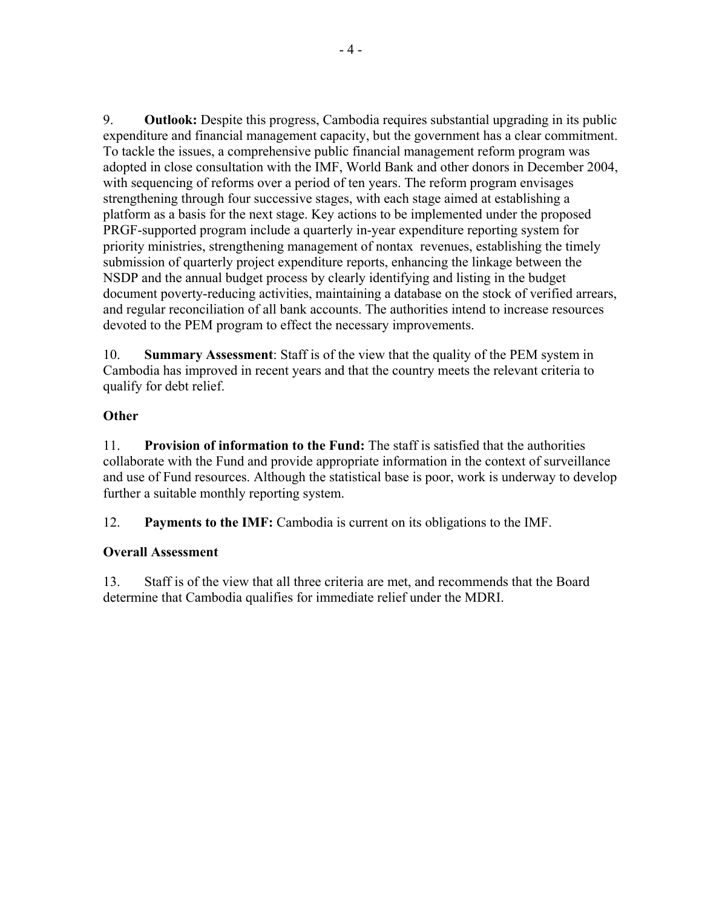9. **Outlook:** Despite this progress, Cambodia requires substantial upgrading in its public expenditure and financial management capacity, but the government has a clear commitment. To tackle the issues, a comprehensive public financial management reform program was adopted in close consultation with the IMF, World Bank and other donors in December 2004, with sequencing of reforms over a period of ten years. The reform program envisages strengthening through four successive stages, with each stage aimed at establishing a platform as a basis for the next stage. Key actions to be implemented under the proposed PRGF-supported program include a quarterly in-year expenditure reporting system for priority ministries, strengthening management of nontax revenues, establishing the timely submission of quarterly project expenditure reports, enhancing the linkage between the NSDP and the annual budget process by clearly identifying and listing in the budget document poverty-reducing activities, maintaining a database on the stock of verified arrears, and regular reconciliation of all bank accounts. The authorities intend to increase resources devoted to the PEM program to effect the necessary improvements.

10. **Summary Assessment**: Staff is of the view that the quality of the PEM system in Cambodia has improved in recent years and that the country meets the relevant criteria to qualify for debt relief.

**Other**

11. **Provision of information to the Fund:** The staff is satisfied that the authorities collaborate with the Fund and provide appropriate information in the context of surveillance and use of Fund resources. Although the statistical base is poor, work is underway to develop further a suitable monthly reporting system.

12. **Payments to the IMF:** Cambodia is current on its obligations to the IMF.

**Overall Assessment**

13. Staff is of the view that all three criteria are met, and recommends that the Board determine that Cambodia qualifies for immediate relief under the MDRI.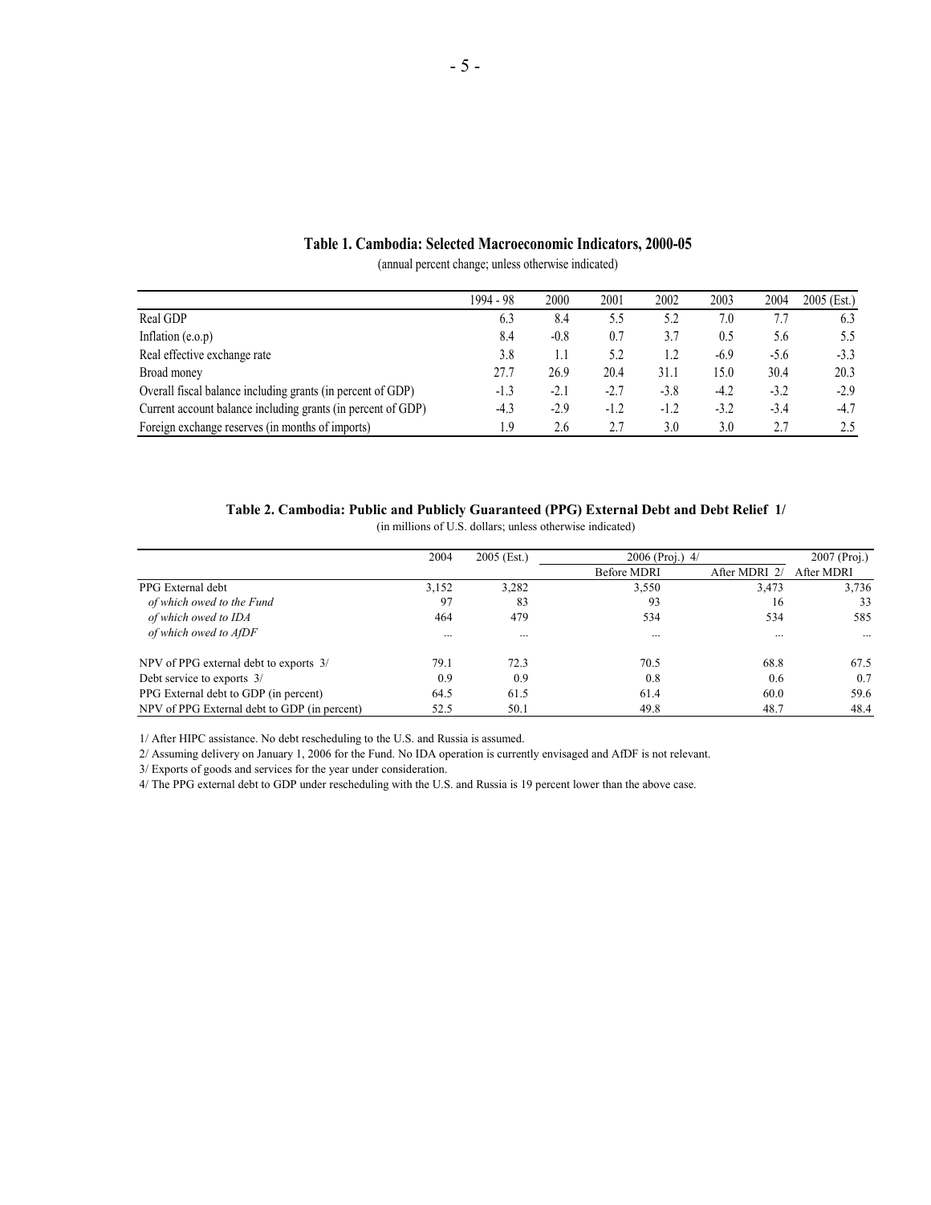**Table 1. Cambodia: Selected Macroeconomic Indicators, 2000-05**

(annual percent change; unless otherwise indicated)

| | 1994 - 98 | 2000 | 2001 | 2002 | 2003 | 2004 | 2005 (Est.) |
|---|---|---|---|---|---|---|---|
| Real GDP | 6.3 | 8.4 | 5.5 | 5.2 | 7.0 | 7.7 | 6.3 |
| Inflation (e.o.p) | 8.4 | -0.8 | 0.7 | 3.7 | 0.5 | 5.6 | 5.5 |
| Real effective exchange rate | 3.8 | 1.1 | 5.2 | 1.2 | -6.9 | -5.6 | -3.3 |
| Broad money | 27.7 | 26.9 | 20.4 | 31.1 | 15.0 | 30.4 | 20.3 |
| Overall fiscal balance including grants (in percent of GDP) | -1.3 | -2.1 | -2.7 | -3.8 | -4.2 | -3.2 | -2.9 |
| Current account balance including grants (in percent of GDP) | -4.3 | -2.9 | -1.2 | -1.2 | -3.2 | -3.4 | -4.7 |
| Foreign exchange reserves (in months of imports) | 1.9 | 2.6 | 2.7 | 3.0 | 3.0 | 2.7 | 2.5 |

**Table 2. Cambodia: Public and Publicly Guaranteed (PPG) External Debt and Debt Relief 1/**

(in millions of U.S. dollars; unless otherwise indicated)

| | 2004 | 2005 (Est.) | 2006 (Proj.) 4/ | | 2007 (Proj.) |
|---|---|---|---|---|---|
| | | | Before MDRI | After MDRI 2/ | After MDRI |
| PPG External debt | 3,152 | 3,282 | 3,550 | 3,473 | 3,736 |
| *of which owed to the Fund* | 97 | 83 | 93 | 16 | 33 |
| *of which owed to IDA* | 464 | 479 | 534 | 534 | 585 |
| *of which owed to AfDF* | ... | ... | ... | ... | ... |
| NPV of PPG external debt to exports 3/ | 79.1 | 72.3 | 70.5 | 68.8 | 67.5 |
| Debt service to exports 3/ | 0.9 | 0.9 | 0.8 | 0.6 | 0.7 |
| PPG External debt to GDP (in percent) | 64.5 | 61.5 | 61.4 | 60.0 | 59.6 |
| NPV of PPG External debt to GDP (in percent) | 52.5 | 50.1 | 49.8 | 48.7 | 48.4 |

1/ After HIPC assistance. No debt rescheduling to the U.S. and Russia is assumed.

2/ Assuming delivery on January 1, 2006 for the Fund. No IDA operation is currently envisaged and AfDF is not relevant.

3/ Exports of goods and services for the year under consideration.

4/ The PPG external debt to GDP under rescheduling with the U.S. and Russia is 19 percent lower than the above case.